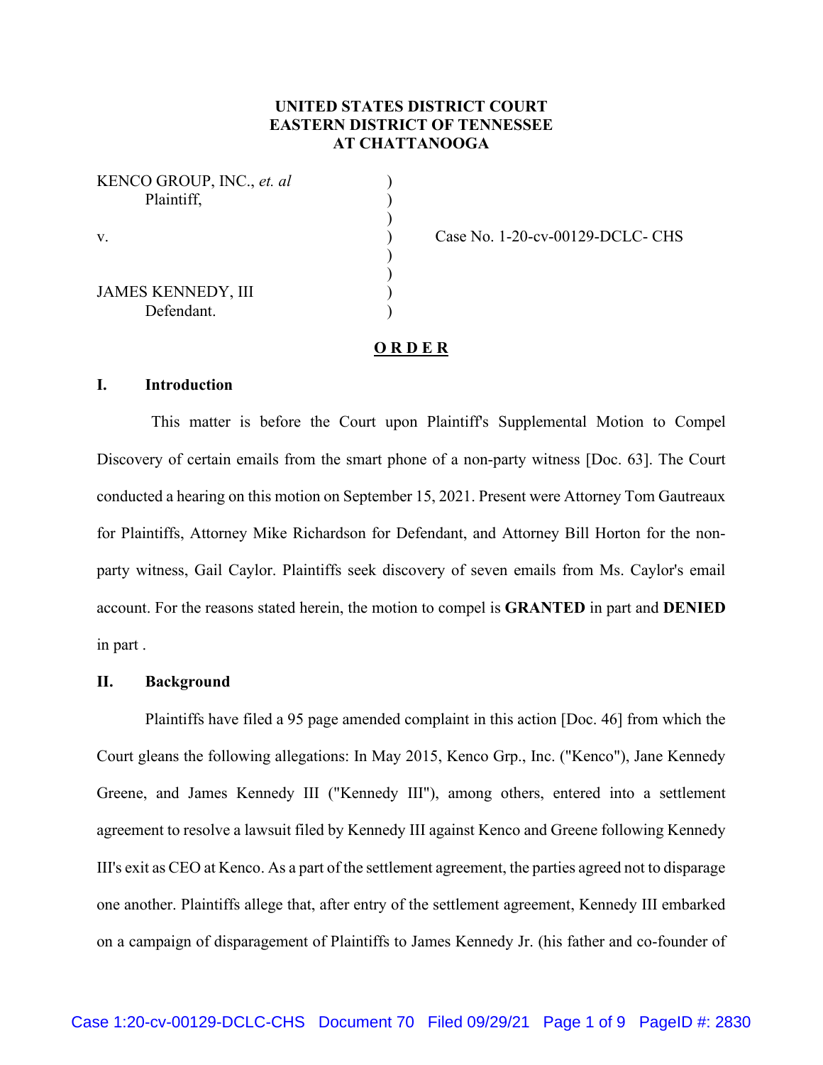**UNITED STATES DISTRICT COURT**
**EASTERN DISTRICT OF TENNESSEE**
**AT CHATTANOOGA**

| | | |
|---|---|---|
| KENCO GROUP, INC., *et. al* | ) | |
| Plaintiff, | ) | |
| | ) | |
| v. | ) | Case No. 1-20-cv-00129-DCLC- CHS |
| | ) | |
| | ) | |
| JAMES KENNEDY, III | ) | |
| Defendant. | ) | |

**O R D E R**

## I. Introduction

This matter is before the Court upon Plaintiff's Supplemental Motion to Compel Discovery of certain emails from the smart phone of a non-party witness [Doc. 63]. The Court conducted a hearing on this motion on September 15, 2021. Present were Attorney Tom Gautreaux for Plaintiffs, Attorney Mike Richardson for Defendant, and Attorney Bill Horton for the non-party witness, Gail Caylor. Plaintiffs seek discovery of seven emails from Ms. Caylor's email account. For the reasons stated herein, the motion to compel is **GRANTED** in part and **DENIED** in part .

## II. Background

Plaintiffs have filed a 95 page amended complaint in this action [Doc. 46] from which the Court gleans the following allegations: In May 2015, Kenco Grp., Inc. ("Kenco"), Jane Kennedy Greene, and James Kennedy III ("Kennedy III"), among others, entered into a settlement agreement to resolve a lawsuit filed by Kennedy III against Kenco and Greene following Kennedy III's exit as CEO at Kenco. As a part of the settlement agreement, the parties agreed not to disparage one another. Plaintiffs allege that, after entry of the settlement agreement, Kennedy III embarked on a campaign of disparagement of Plaintiffs to James Kennedy Jr. (his father and co-founder of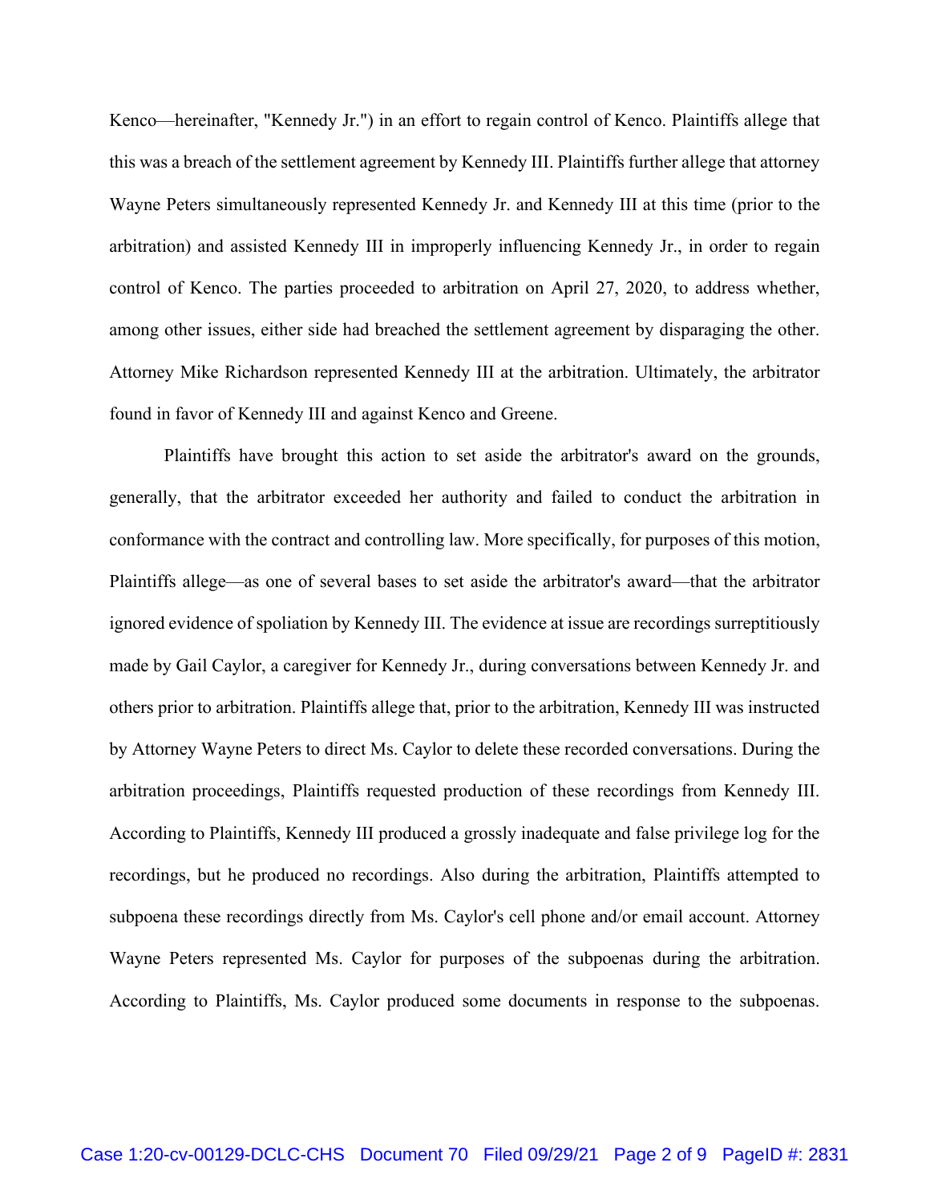Kenco—hereinafter, "Kennedy Jr.") in an effort to regain control of Kenco. Plaintiffs allege that this was a breach of the settlement agreement by Kennedy III. Plaintiffs further allege that attorney Wayne Peters simultaneously represented Kennedy Jr. and Kennedy III at this time (prior to the arbitration) and assisted Kennedy III in improperly influencing Kennedy Jr., in order to regain control of Kenco. The parties proceeded to arbitration on April 27, 2020, to address whether, among other issues, either side had breached the settlement agreement by disparaging the other. Attorney Mike Richardson represented Kennedy III at the arbitration. Ultimately, the arbitrator found in favor of Kennedy III and against Kenco and Greene.

Plaintiffs have brought this action to set aside the arbitrator's award on the grounds, generally, that the arbitrator exceeded her authority and failed to conduct the arbitration in conformance with the contract and controlling law. More specifically, for purposes of this motion, Plaintiffs allege—as one of several bases to set aside the arbitrator's award—that the arbitrator ignored evidence of spoliation by Kennedy III. The evidence at issue are recordings surreptitiously made by Gail Caylor, a caregiver for Kennedy Jr., during conversations between Kennedy Jr. and others prior to arbitration. Plaintiffs allege that, prior to the arbitration, Kennedy III was instructed by Attorney Wayne Peters to direct Ms. Caylor to delete these recorded conversations. During the arbitration proceedings, Plaintiffs requested production of these recordings from Kennedy III. According to Plaintiffs, Kennedy III produced a grossly inadequate and false privilege log for the recordings, but he produced no recordings. Also during the arbitration, Plaintiffs attempted to subpoena these recordings directly from Ms. Caylor's cell phone and/or email account. Attorney Wayne Peters represented Ms. Caylor for purposes of the subpoenas during the arbitration. According to Plaintiffs, Ms. Caylor produced some documents in response to the subpoenas.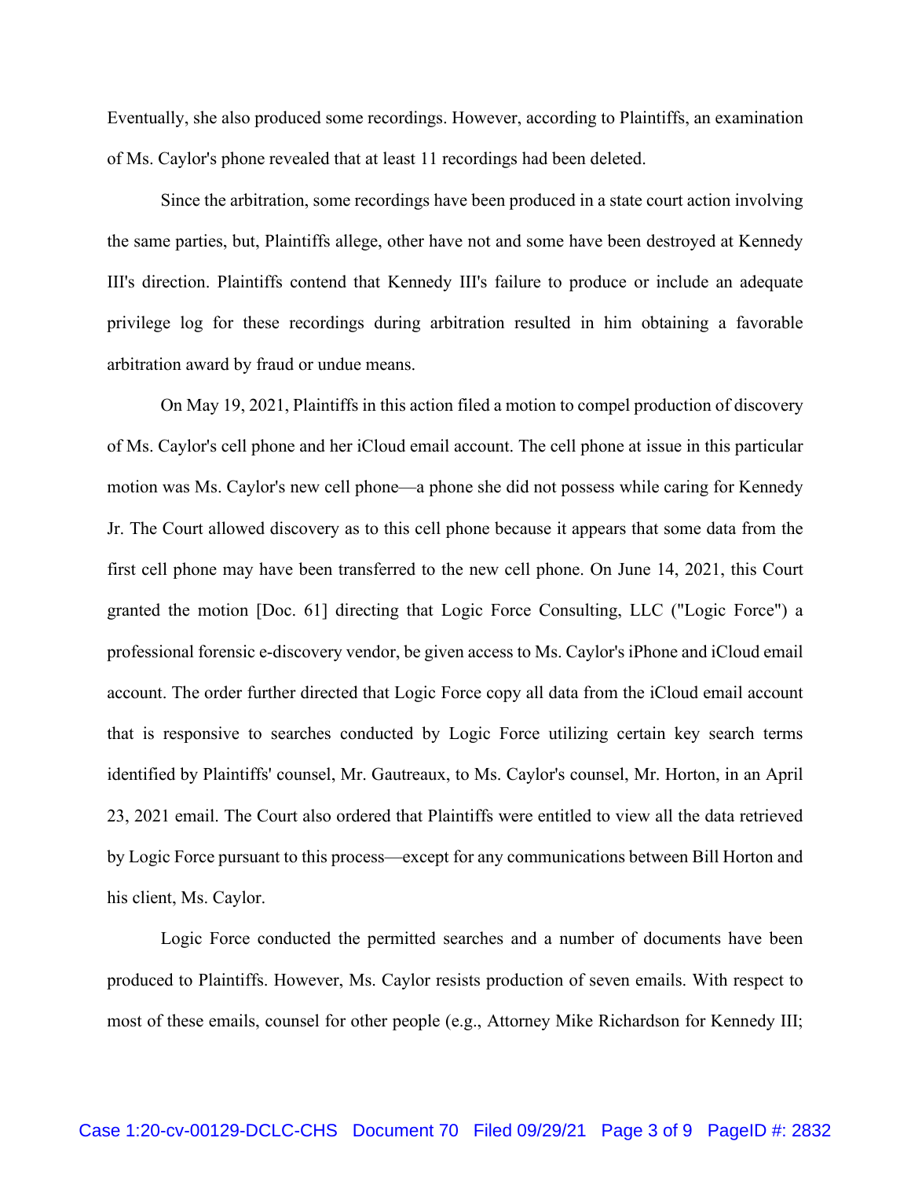Eventually, she also produced some recordings. However, according to Plaintiffs, an examination of Ms. Caylor's phone revealed that at least 11 recordings had been deleted.

Since the arbitration, some recordings have been produced in a state court action involving the same parties, but, Plaintiffs allege, other have not and some have been destroyed at Kennedy III's direction. Plaintiffs contend that Kennedy III's failure to produce or include an adequate privilege log for these recordings during arbitration resulted in him obtaining a favorable arbitration award by fraud or undue means.

On May 19, 2021, Plaintiffs in this action filed a motion to compel production of discovery of Ms. Caylor's cell phone and her iCloud email account. The cell phone at issue in this particular motion was Ms. Caylor's new cell phone—a phone she did not possess while caring for Kennedy Jr. The Court allowed discovery as to this cell phone because it appears that some data from the first cell phone may have been transferred to the new cell phone. On June 14, 2021, this Court granted the motion [Doc. 61] directing that Logic Force Consulting, LLC ("Logic Force") a professional forensic e-discovery vendor, be given access to Ms. Caylor's iPhone and iCloud email account. The order further directed that Logic Force copy all data from the iCloud email account that is responsive to searches conducted by Logic Force utilizing certain key search terms identified by Plaintiffs' counsel, Mr. Gautreaux, to Ms. Caylor's counsel, Mr. Horton, in an April 23, 2021 email. The Court also ordered that Plaintiffs were entitled to view all the data retrieved by Logic Force pursuant to this process—except for any communications between Bill Horton and his client, Ms. Caylor.

Logic Force conducted the permitted searches and a number of documents have been produced to Plaintiffs. However, Ms. Caylor resists production of seven emails. With respect to most of these emails, counsel for other people (e.g., Attorney Mike Richardson for Kennedy III;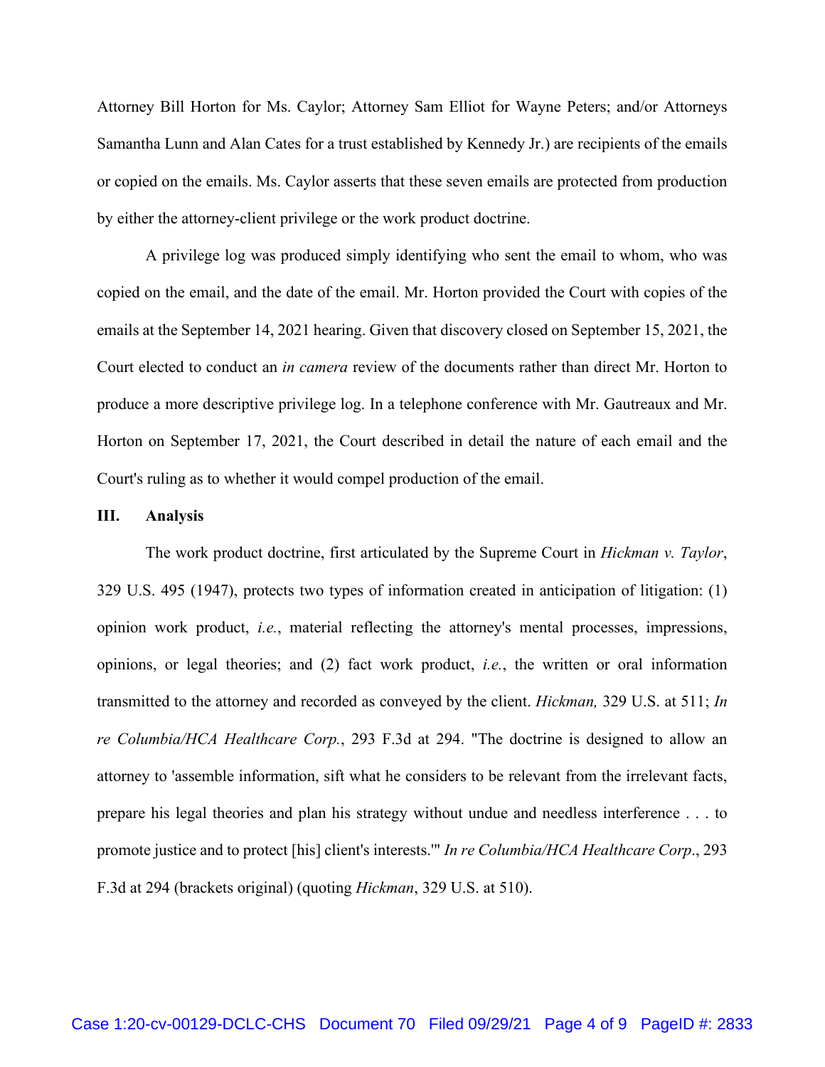Attorney Bill Horton for Ms. Caylor; Attorney Sam Elliot for Wayne Peters; and/or Attorneys Samantha Lunn and Alan Cates for a trust established by Kennedy Jr.) are recipients of the emails or copied on the emails. Ms. Caylor asserts that these seven emails are protected from production by either the attorney-client privilege or the work product doctrine.

A privilege log was produced simply identifying who sent the email to whom, who was copied on the email, and the date of the email. Mr. Horton provided the Court with copies of the emails at the September 14, 2021 hearing. Given that discovery closed on September 15, 2021, the Court elected to conduct an *in camera* review of the documents rather than direct Mr. Horton to produce a more descriptive privilege log. In a telephone conference with Mr. Gautreaux and Mr. Horton on September 17, 2021, the Court described in detail the nature of each email and the Court's ruling as to whether it would compel production of the email.

## III. Analysis

The work product doctrine, first articulated by the Supreme Court in *Hickman v. Taylor*, 329 U.S. 495 (1947), protects two types of information created in anticipation of litigation: (1) opinion work product, *i.e.*, material reflecting the attorney's mental processes, impressions, opinions, or legal theories; and (2) fact work product, *i.e.*, the written or oral information transmitted to the attorney and recorded as conveyed by the client. *Hickman,* 329 U.S. at 511; *In re Columbia/HCA Healthcare Corp.*, 293 F.3d at 294. "The doctrine is designed to allow an attorney to 'assemble information, sift what he considers to be relevant from the irrelevant facts, prepare his legal theories and plan his strategy without undue and needless interference . . . to promote justice and to protect [his] client's interests.'" *In re Columbia/HCA Healthcare Corp*., 293 F.3d at 294 (brackets original) (quoting *Hickman*, 329 U.S. at 510).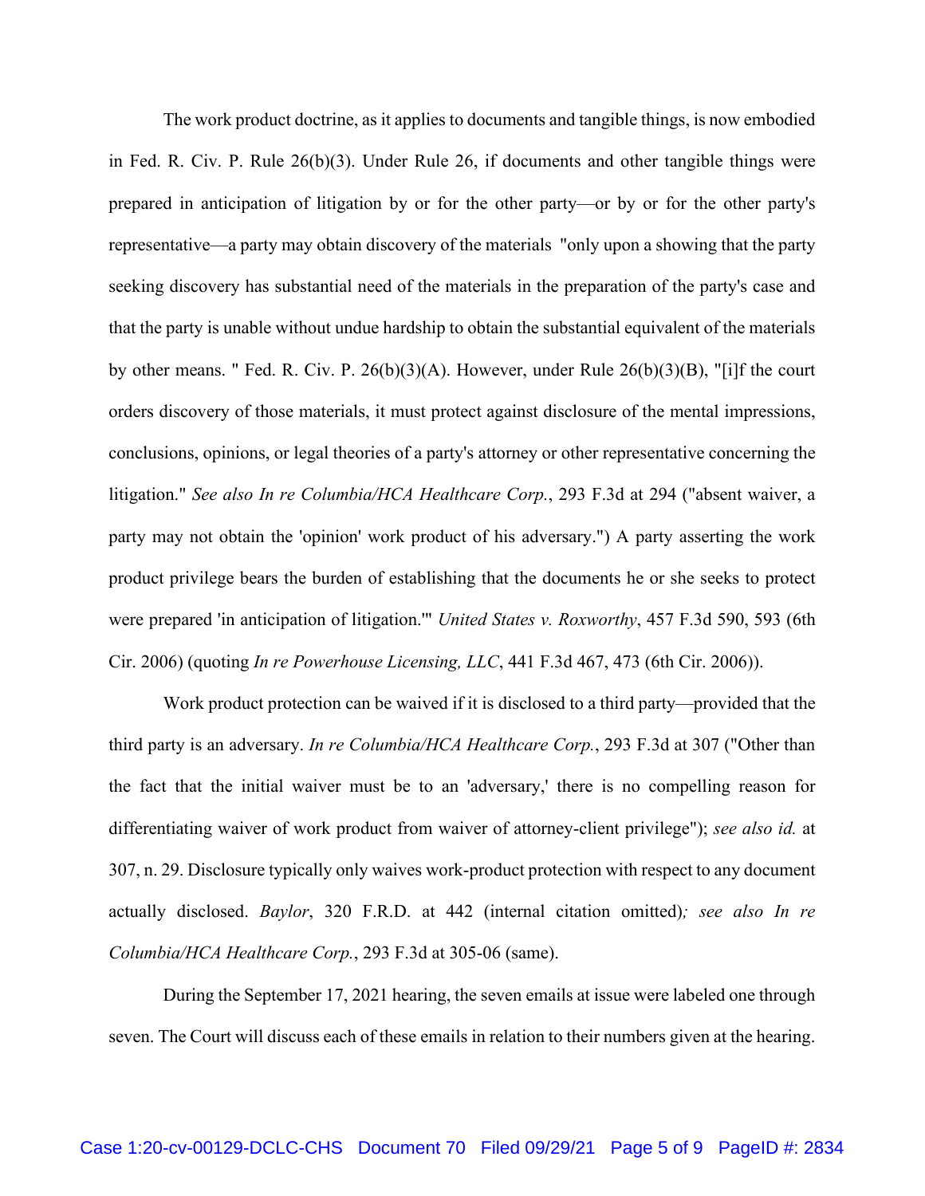The work product doctrine, as it applies to documents and tangible things, is now embodied in Fed. R. Civ. P. Rule 26(b)(3). Under Rule 26, if documents and other tangible things were prepared in anticipation of litigation by or for the other party—or by or for the other party's representative—a party may obtain discovery of the materials "only upon a showing that the party seeking discovery has substantial need of the materials in the preparation of the party's case and that the party is unable without undue hardship to obtain the substantial equivalent of the materials by other means. " Fed. R. Civ. P. 26(b)(3)(A). However, under Rule 26(b)(3)(B), "[i]f the court orders discovery of those materials, it must protect against disclosure of the mental impressions, conclusions, opinions, or legal theories of a party's attorney or other representative concerning the litigation." *See also In re Columbia/HCA Healthcare Corp.*, 293 F.3d at 294 ("absent waiver, a party may not obtain the 'opinion' work product of his adversary.") A party asserting the work product privilege bears the burden of establishing that the documents he or she seeks to protect were prepared 'in anticipation of litigation.'" *United States v. Roxworthy*, 457 F.3d 590, 593 (6th Cir. 2006) (quoting *In re Powerhouse Licensing, LLC*, 441 F.3d 467, 473 (6th Cir. 2006)).

Work product protection can be waived if it is disclosed to a third party—provided that the third party is an adversary. *In re Columbia/HCA Healthcare Corp.*, 293 F.3d at 307 ("Other than the fact that the initial waiver must be to an 'adversary,' there is no compelling reason for differentiating waiver of work product from waiver of attorney-client privilege"); *see also id.* at 307, n. 29. Disclosure typically only waives work-product protection with respect to any document actually disclosed. *Baylor*, 320 F.R.D. at 442 (internal citation omitted)*; see also In re Columbia/HCA Healthcare Corp.*, 293 F.3d at 305-06 (same).

During the September 17, 2021 hearing, the seven emails at issue were labeled one through seven. The Court will discuss each of these emails in relation to their numbers given at the hearing.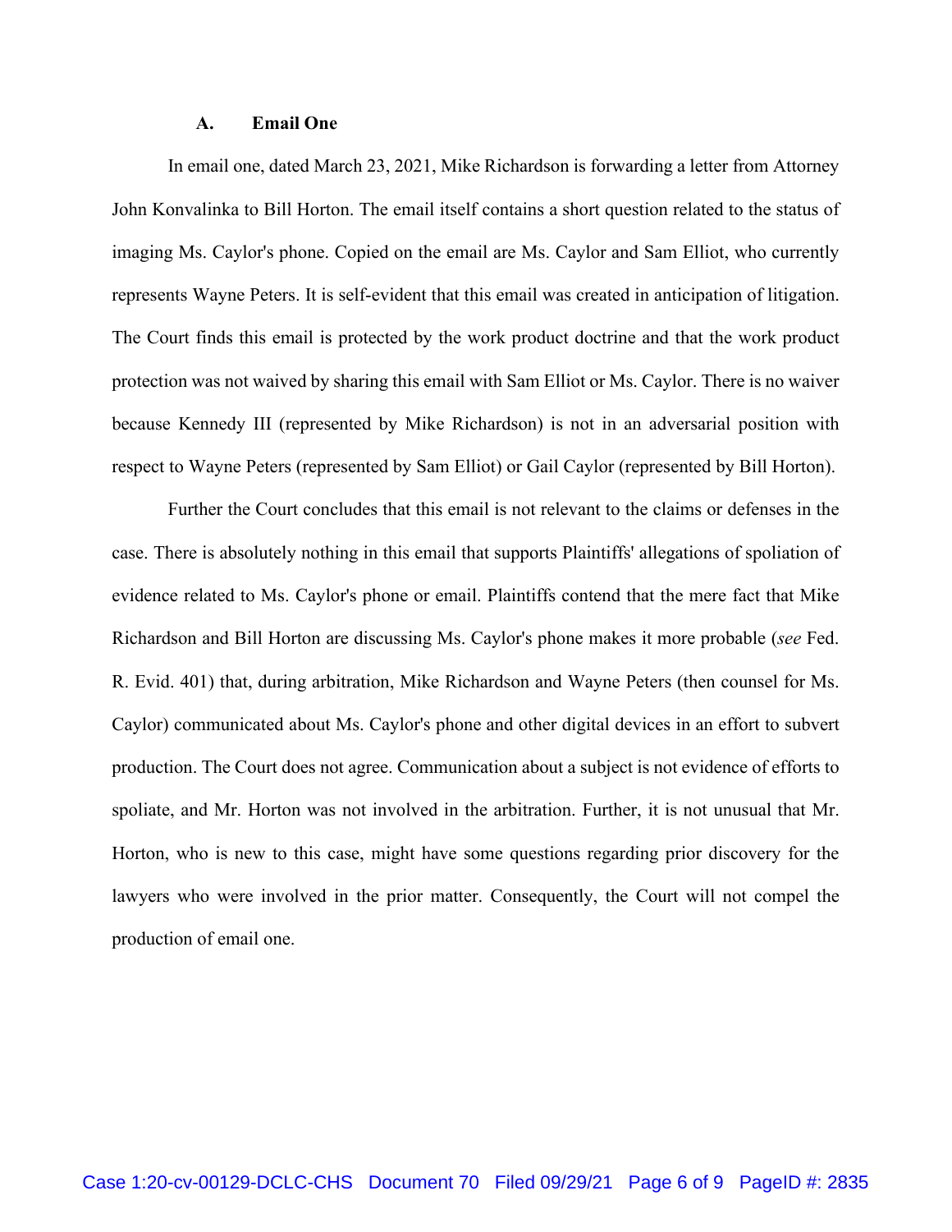### A. Email One

In email one, dated March 23, 2021, Mike Richardson is forwarding a letter from Attorney John Konvalinka to Bill Horton. The email itself contains a short question related to the status of imaging Ms. Caylor's phone. Copied on the email are Ms. Caylor and Sam Elliot, who currently represents Wayne Peters. It is self-evident that this email was created in anticipation of litigation. The Court finds this email is protected by the work product doctrine and that the work product protection was not waived by sharing this email with Sam Elliot or Ms. Caylor. There is no waiver because Kennedy III (represented by Mike Richardson) is not in an adversarial position with respect to Wayne Peters (represented by Sam Elliot) or Gail Caylor (represented by Bill Horton).

Further the Court concludes that this email is not relevant to the claims or defenses in the case. There is absolutely nothing in this email that supports Plaintiffs' allegations of spoliation of evidence related to Ms. Caylor's phone or email. Plaintiffs contend that the mere fact that Mike Richardson and Bill Horton are discussing Ms. Caylor's phone makes it more probable (*see* Fed. R. Evid. 401) that, during arbitration, Mike Richardson and Wayne Peters (then counsel for Ms. Caylor) communicated about Ms. Caylor's phone and other digital devices in an effort to subvert production. The Court does not agree. Communication about a subject is not evidence of efforts to spoliate, and Mr. Horton was not involved in the arbitration. Further, it is not unusual that Mr. Horton, who is new to this case, might have some questions regarding prior discovery for the lawyers who were involved in the prior matter. Consequently, the Court will not compel the production of email one.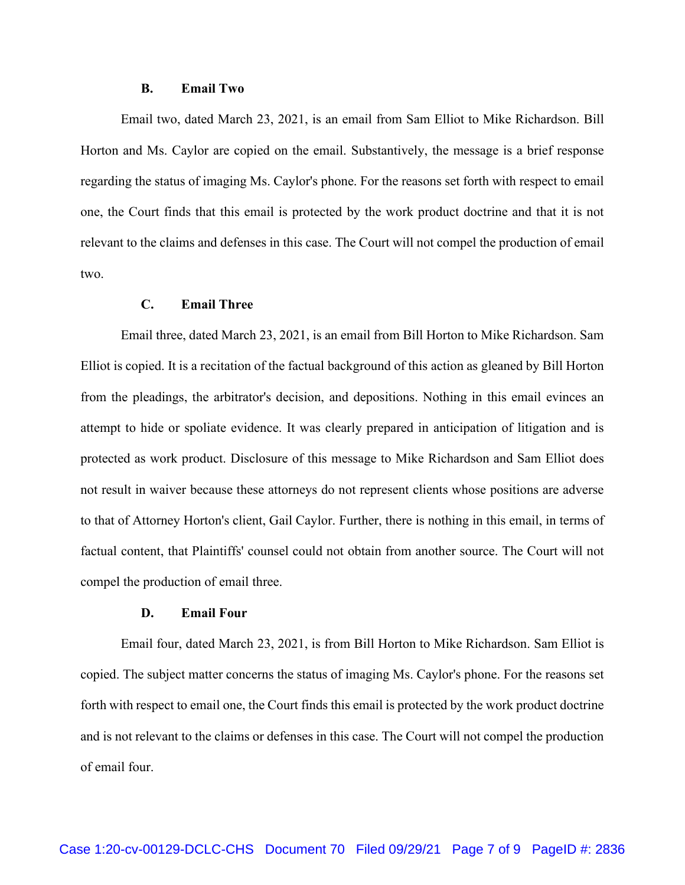### B. Email Two

Email two, dated March 23, 2021, is an email from Sam Elliot to Mike Richardson. Bill Horton and Ms. Caylor are copied on the email. Substantively, the message is a brief response regarding the status of imaging Ms. Caylor's phone. For the reasons set forth with respect to email one, the Court finds that this email is protected by the work product doctrine and that it is not relevant to the claims and defenses in this case. The Court will not compel the production of email two.

### C. Email Three

Email three, dated March 23, 2021, is an email from Bill Horton to Mike Richardson. Sam Elliot is copied. It is a recitation of the factual background of this action as gleaned by Bill Horton from the pleadings, the arbitrator's decision, and depositions. Nothing in this email evinces an attempt to hide or spoliate evidence. It was clearly prepared in anticipation of litigation and is protected as work product. Disclosure of this message to Mike Richardson and Sam Elliot does not result in waiver because these attorneys do not represent clients whose positions are adverse to that of Attorney Horton's client, Gail Caylor. Further, there is nothing in this email, in terms of factual content, that Plaintiffs' counsel could not obtain from another source. The Court will not compel the production of email three.

### D. Email Four

Email four, dated March 23, 2021, is from Bill Horton to Mike Richardson. Sam Elliot is copied. The subject matter concerns the status of imaging Ms. Caylor's phone. For the reasons set forth with respect to email one, the Court finds this email is protected by the work product doctrine and is not relevant to the claims or defenses in this case. The Court will not compel the production of email four.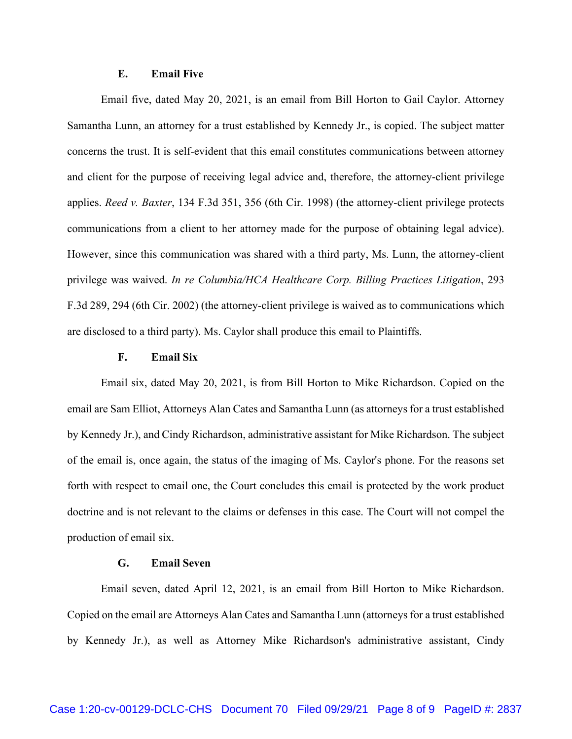### E. Email Five

Email five, dated May 20, 2021, is an email from Bill Horton to Gail Caylor. Attorney Samantha Lunn, an attorney for a trust established by Kennedy Jr., is copied. The subject matter concerns the trust. It is self-evident that this email constitutes communications between attorney and client for the purpose of receiving legal advice and, therefore, the attorney-client privilege applies. *Reed v. Baxter*, 134 F.3d 351, 356 (6th Cir. 1998) (the attorney-client privilege protects communications from a client to her attorney made for the purpose of obtaining legal advice). However, since this communication was shared with a third party, Ms. Lunn, the attorney-client privilege was waived. *In re Columbia/HCA Healthcare Corp. Billing Practices Litigation*, 293 F.3d 289, 294 (6th Cir. 2002) (the attorney-client privilege is waived as to communications which are disclosed to a third party). Ms. Caylor shall produce this email to Plaintiffs.

### F. Email Six

Email six, dated May 20, 2021, is from Bill Horton to Mike Richardson. Copied on the email are Sam Elliot, Attorneys Alan Cates and Samantha Lunn (as attorneys for a trust established by Kennedy Jr.), and Cindy Richardson, administrative assistant for Mike Richardson. The subject of the email is, once again, the status of the imaging of Ms. Caylor's phone. For the reasons set forth with respect to email one, the Court concludes this email is protected by the work product doctrine and is not relevant to the claims or defenses in this case. The Court will not compel the production of email six.

### G. Email Seven

Email seven, dated April 12, 2021, is an email from Bill Horton to Mike Richardson. Copied on the email are Attorneys Alan Cates and Samantha Lunn (attorneys for a trust established by Kennedy Jr.), as well as Attorney Mike Richardson's administrative assistant, Cindy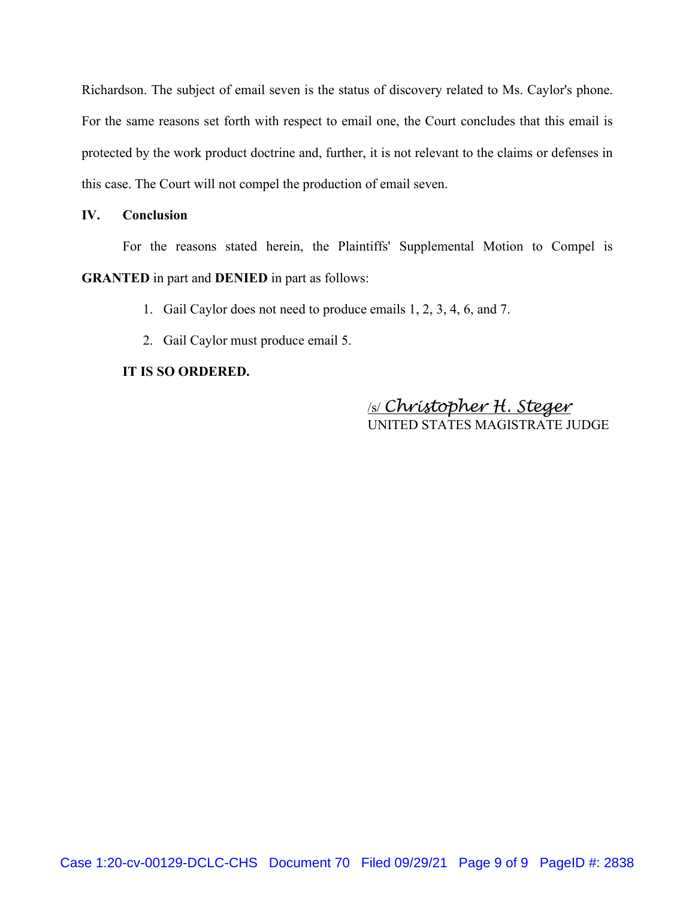Richardson. The subject of email seven is the status of discovery related to Ms. Caylor's phone. For the same reasons set forth with respect to email one, the Court concludes that this email is protected by the work product doctrine and, further, it is not relevant to the claims or defenses in this case. The Court will not compel the production of email seven.

## IV. Conclusion

For the reasons stated herein, the Plaintiffs' Supplemental Motion to Compel is **GRANTED** in part and **DENIED** in part as follows:

1. Gail Caylor does not need to produce emails 1, 2, 3, 4, 6, and 7.
2. Gail Caylor must produce email 5.

**IT IS SO ORDERED.**

/s/ *Christopher H. Steger*
UNITED STATES MAGISTRATE JUDGE